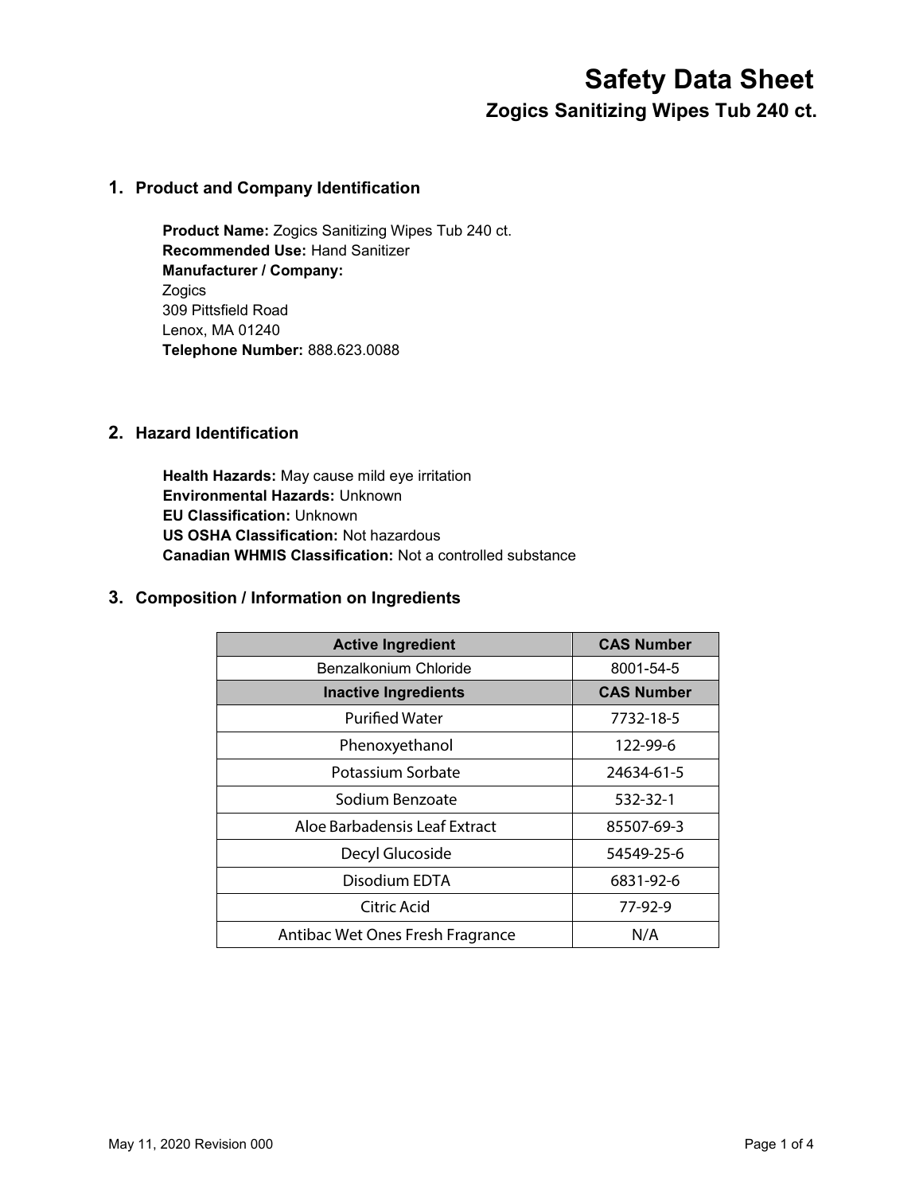# Safety Data Sheet

## Zogics Sanitizing Wipes Tub 240 ct.

### 1. Product and Company Identification

**Product Name:** Zogics Sanitizing Wipes Tub 240 ct.
**Recommended Use:** Hand Sanitizer
**Manufacturer / Company:**
Zogics
309 Pittsfield Road
Lenox, MA 01240
**Telephone Number:** 888.623.0088

### 2. Hazard Identification

**Health Hazards:** May cause mild eye irritation
**Environmental Hazards:** Unknown
**EU Classification:** Unknown
**US OSHA Classification:** Not hazardous
**Canadian WHMIS Classification:** Not a controlled substance

### 3. Composition / Information on Ingredients

| Active Ingredient | CAS Number |
|---|---|
| Benzalkonium Chloride | 8001-54-5 |
| **Inactive Ingredients** | **CAS Number** |
| Purified Water | 7732-18-5 |
| Phenoxyethanol | 122-99-6 |
| Potassium Sorbate | 24634-61-5 |
| Sodium Benzoate | 532-32-1 |
| Aloe Barbadensis Leaf Extract | 85507-69-3 |
| Decyl Glucoside | 54549-25-6 |
| Disodium EDTA | 6831-92-6 |
| Citric Acid | 77-92-9 |
| Antibac Wet Ones Fresh Fragrance | N/A |

May 11, 2020 Revision 000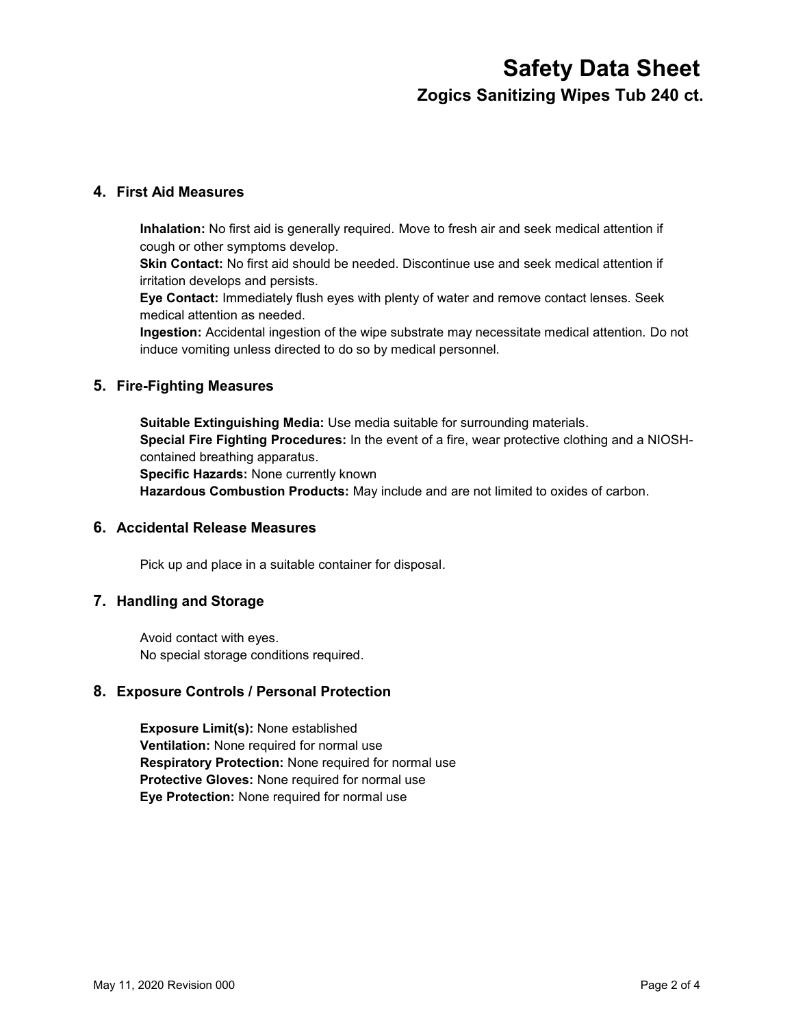## 4. First Aid Measures

**Inhalation:** No first aid is generally required. Move to fresh air and seek medical attention if cough or other symptoms develop.
**Skin Contact:** No first aid should be needed. Discontinue use and seek medical attention if irritation develops and persists.
**Eye Contact:** Immediately flush eyes with plenty of water and remove contact lenses. Seek medical attention as needed.
**Ingestion:** Accidental ingestion of the wipe substrate may necessitate medical attention. Do not induce vomiting unless directed to do so by medical personnel.

## 5. Fire-Fighting Measures

**Suitable Extinguishing Media:** Use media suitable for surrounding materials.
**Special Fire Fighting Procedures:** In the event of a fire, wear protective clothing and a NIOSH-contained breathing apparatus.
**Specific Hazards:** None currently known
**Hazardous Combustion Products:** May include and are not limited to oxides of carbon.

## 6. Accidental Release Measures

Pick up and place in a suitable container for disposal.

## 7. Handling and Storage

Avoid contact with eyes.
No special storage conditions required.

## 8. Exposure Controls / Personal Protection

**Exposure Limit(s):** None established
**Ventilation:** None required for normal use
**Respiratory Protection:** None required for normal use
**Protective Gloves:** None required for normal use
**Eye Protection:** None required for normal use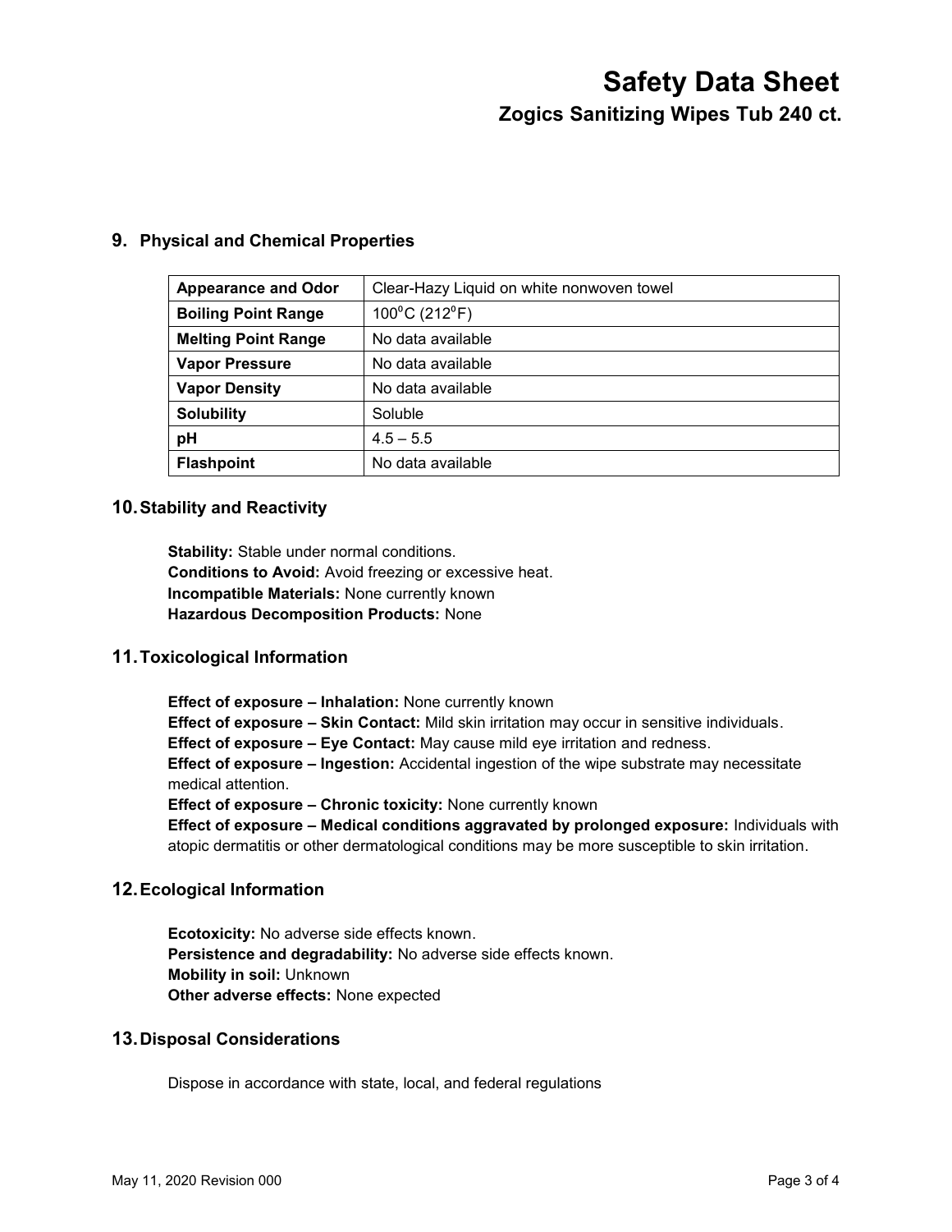# Safety Data Sheet

## Zogics Sanitizing Wipes Tub 240 ct.

## 9. Physical and Chemical Properties

| | |
|---|---|
| **Appearance and Odor** | Clear-Hazy Liquid on white nonwoven towel |
| **Boiling Point Range** | 100°C (212°F) |
| **Melting Point Range** | No data available |
| **Vapor Pressure** | No data available |
| **Vapor Density** | No data available |
| **Solubility** | Soluble |
| **pH** | 4.5 – 5.5 |
| **Flashpoint** | No data available |

## 10. Stability and Reactivity

**Stability:** Stable under normal conditions.
**Conditions to Avoid:** Avoid freezing or excessive heat.
**Incompatible Materials:** None currently known
**Hazardous Decomposition Products:** None

## 11. Toxicological Information

**Effect of exposure – Inhalation:** None currently known
**Effect of exposure – Skin Contact:** Mild skin irritation may occur in sensitive individuals.
**Effect of exposure – Eye Contact:** May cause mild eye irritation and redness.
**Effect of exposure – Ingestion:** Accidental ingestion of the wipe substrate may necessitate medical attention.
**Effect of exposure – Chronic toxicity:** None currently known
**Effect of exposure – Medical conditions aggravated by prolonged exposure:** Individuals with atopic dermatitis or other dermatological conditions may be more susceptible to skin irritation.

## 12. Ecological Information

**Ecotoxicity:** No adverse side effects known.
**Persistence and degradability:** No adverse side effects known.
**Mobility in soil:** Unknown
**Other adverse effects:** None expected

## 13. Disposal Considerations

Dispose in accordance with state, local, and federal regulations

May 11, 2020 Revision 000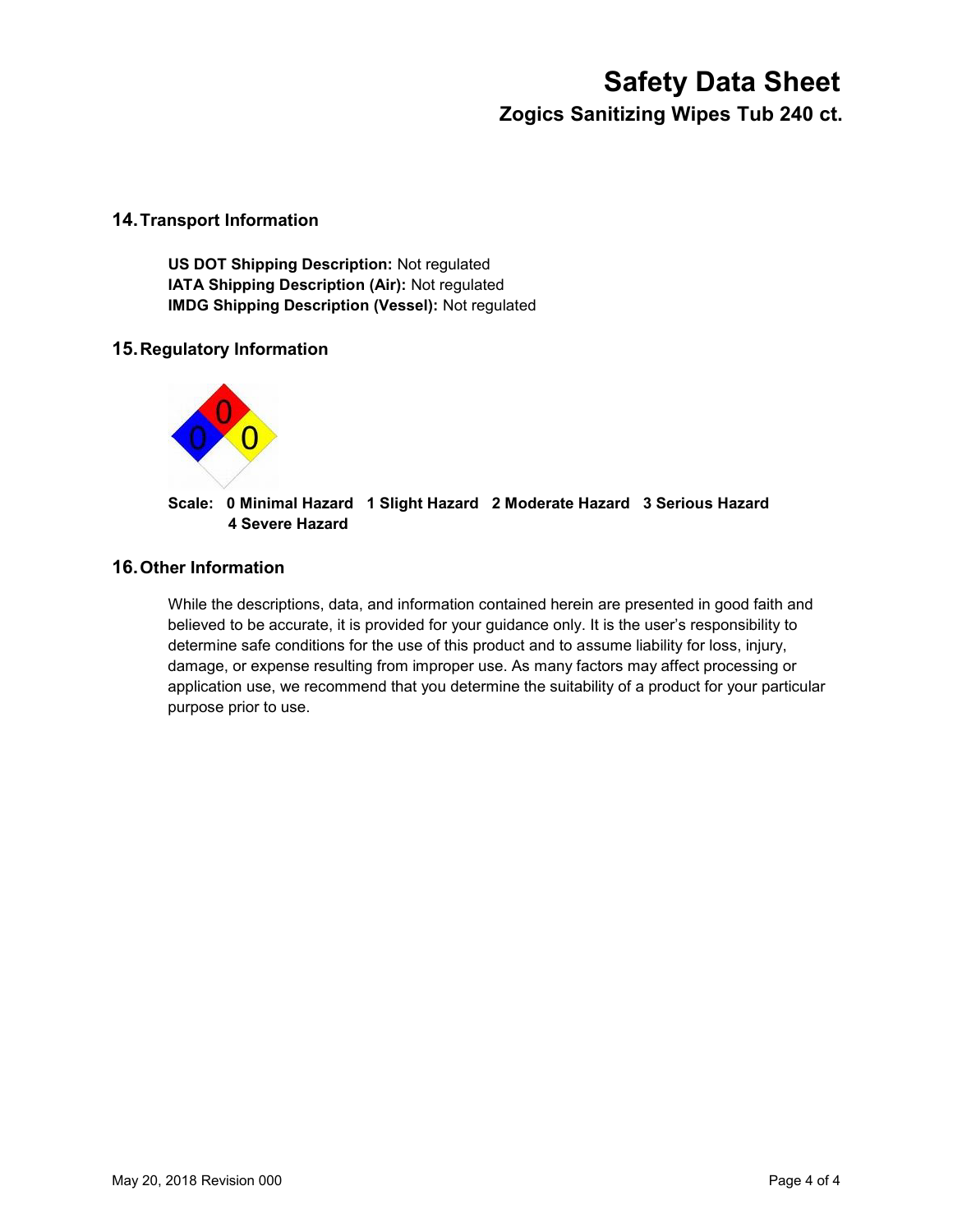## 14. Transport Information

**US DOT Shipping Description:** Not regulated
**IATA Shipping Description (Air):** Not regulated
**IMDG Shipping Description (Vessel):** Not regulated

## 15. Regulatory Information

**Scale: 0 Minimal Hazard 1 Slight Hazard 2 Moderate Hazard 3 Serious Hazard 4 Severe Hazard**

## 16. Other Information

While the descriptions, data, and information contained herein are presented in good faith and believed to be accurate, it is provided for your guidance only. It is the user's responsibility to determine safe conditions for the use of this product and to assume liability for loss, injury, damage, or expense resulting from improper use. As many factors may affect processing or application use, we recommend that you determine the suitability of a product for your particular purpose prior to use.

May 20, 2018 Revision 000